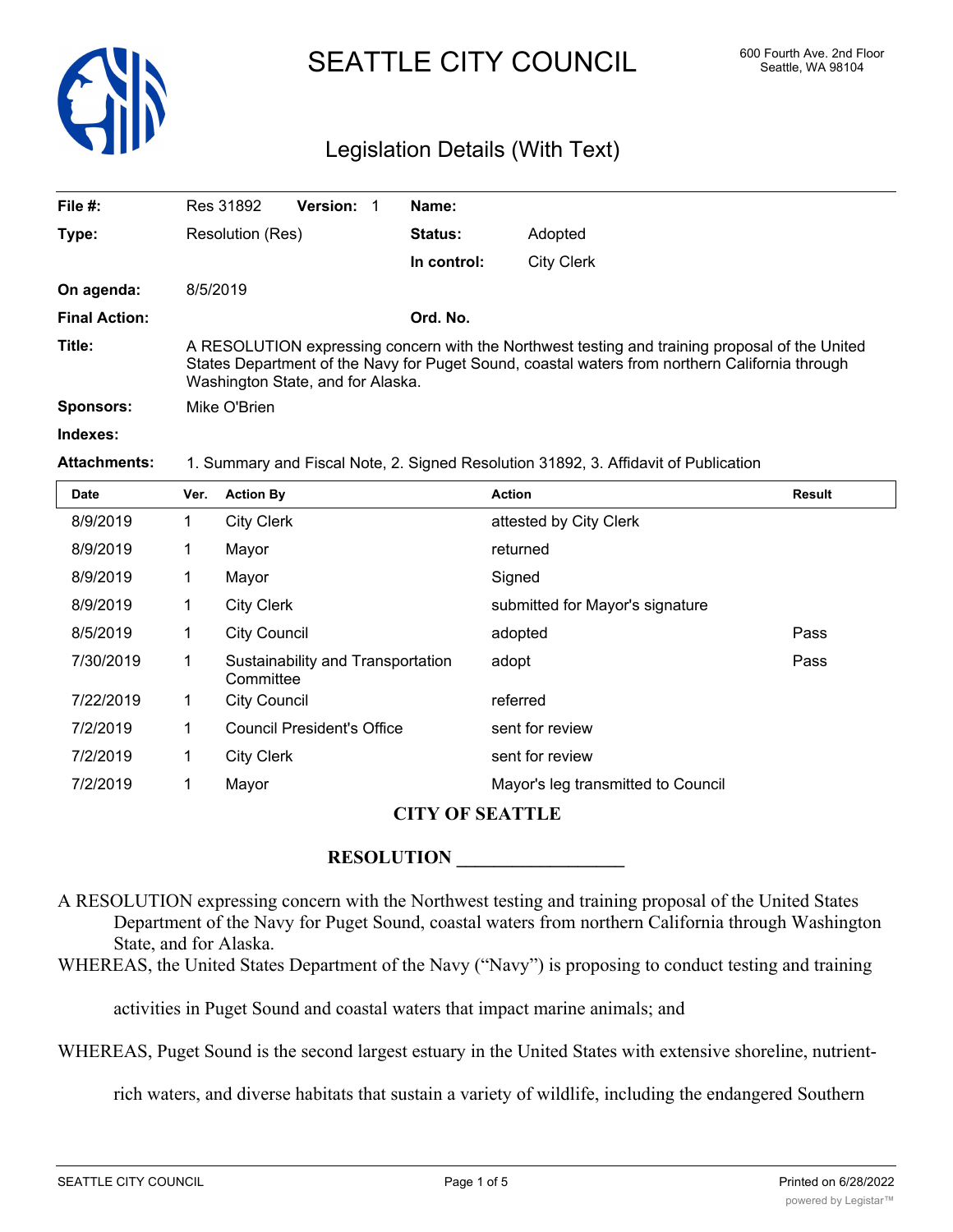# SEATTLE CITY COUNCIL

600 Fourth Ave. 2nd Floor
Seattle, WA 98104

## Legislation Details (With Text)

| | | | |
|---|---|---|---|
| **File #:** | Res 31892 **Version:** 1 | **Name:** | |
| **Type:** | Resolution (Res) | **Status:** | Adopted |
| | | **In control:** | City Clerk |
| **On agenda:** | 8/5/2019 | | |
| **Final Action:** | | **Ord. No.** | |
| **Title:** | A RESOLUTION expressing concern with the Northwest testing and training proposal of the United States Department of the Navy for Puget Sound, coastal waters from northern California through Washington State, and for Alaska. | | |
| **Sponsors:** | Mike O'Brien | | |
| **Indexes:** | | | |
| **Attachments:** | 1. Summary and Fiscal Note, 2. Signed Resolution 31892, 3. Affidavit of Publication | | |

| Date | Ver. | Action By | Action | Result |
|---|---|---|---|---|
| 8/9/2019 | 1 | City Clerk | attested by City Clerk | |
| 8/9/2019 | 1 | Mayor | returned | |
| 8/9/2019 | 1 | Mayor | Signed | |
| 8/9/2019 | 1 | City Clerk | submitted for Mayor's signature | |
| 8/5/2019 | 1 | City Council | adopted | Pass |
| 7/30/2019 | 1 | Sustainability and Transportation Committee | adopt | Pass |
| 7/22/2019 | 1 | City Council | referred | |
| 7/2/2019 | 1 | Council President's Office | sent for review | |
| 7/2/2019 | 1 | City Clerk | sent for review | |
| 7/2/2019 | 1 | Mayor | Mayor's leg transmitted to Council | |

**CITY OF SEATTLE**

**RESOLUTION __________________**

A RESOLUTION expressing concern with the Northwest testing and training proposal of the United States Department of the Navy for Puget Sound, coastal waters from northern California through Washington State, and for Alaska.

WHEREAS, the United States Department of the Navy ("Navy") is proposing to conduct testing and training activities in Puget Sound and coastal waters that impact marine animals; and

WHEREAS, Puget Sound is the second largest estuary in the United States with extensive shoreline, nutrient-rich waters, and diverse habitats that sustain a variety of wildlife, including the endangered Southern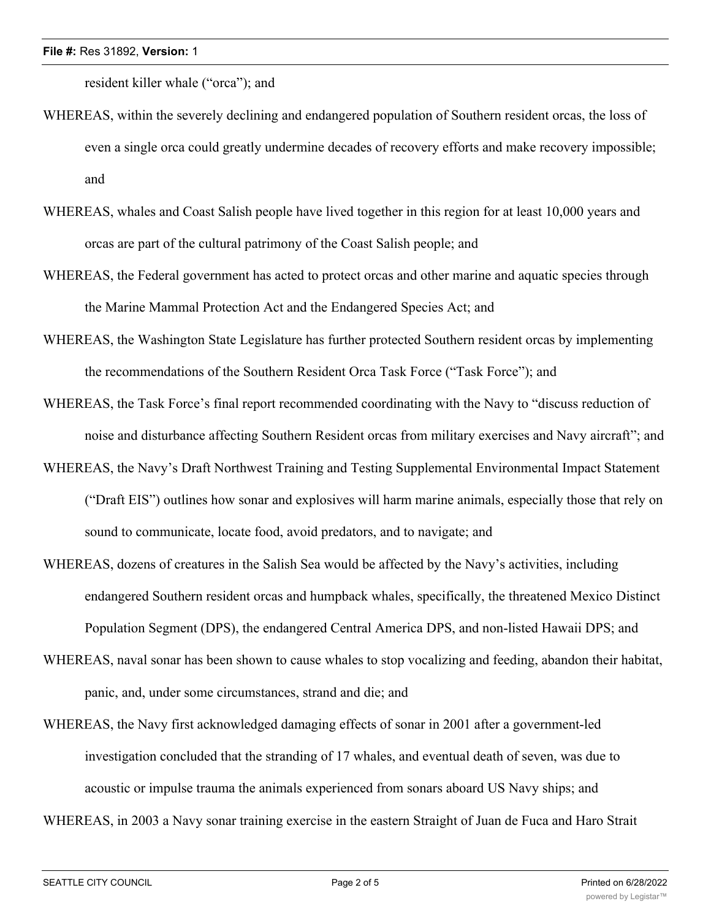resident killer whale ("orca"); and

WHEREAS, within the severely declining and endangered population of Southern resident orcas, the loss of even a single orca could greatly undermine decades of recovery efforts and make recovery impossible; and

WHEREAS, whales and Coast Salish people have lived together in this region for at least 10,000 years and orcas are part of the cultural patrimony of the Coast Salish people; and

WHEREAS, the Federal government has acted to protect orcas and other marine and aquatic species through the Marine Mammal Protection Act and the Endangered Species Act; and

WHEREAS, the Washington State Legislature has further protected Southern resident orcas by implementing the recommendations of the Southern Resident Orca Task Force ("Task Force"); and

WHEREAS, the Task Force's final report recommended coordinating with the Navy to "discuss reduction of noise and disturbance affecting Southern Resident orcas from military exercises and Navy aircraft"; and

WHEREAS, the Navy's Draft Northwest Training and Testing Supplemental Environmental Impact Statement ("Draft EIS") outlines how sonar and explosives will harm marine animals, especially those that rely on sound to communicate, locate food, avoid predators, and to navigate; and

WHEREAS, dozens of creatures in the Salish Sea would be affected by the Navy's activities, including endangered Southern resident orcas and humpback whales, specifically, the threatened Mexico Distinct Population Segment (DPS), the endangered Central America DPS, and non-listed Hawaii DPS; and

WHEREAS, naval sonar has been shown to cause whales to stop vocalizing and feeding, abandon their habitat, panic, and, under some circumstances, strand and die; and

WHEREAS, the Navy first acknowledged damaging effects of sonar in 2001 after a government-led investigation concluded that the stranding of 17 whales, and eventual death of seven, was due to acoustic or impulse trauma the animals experienced from sonars aboard US Navy ships; and

WHEREAS, in 2003 a Navy sonar training exercise in the eastern Straight of Juan de Fuca and Haro Strait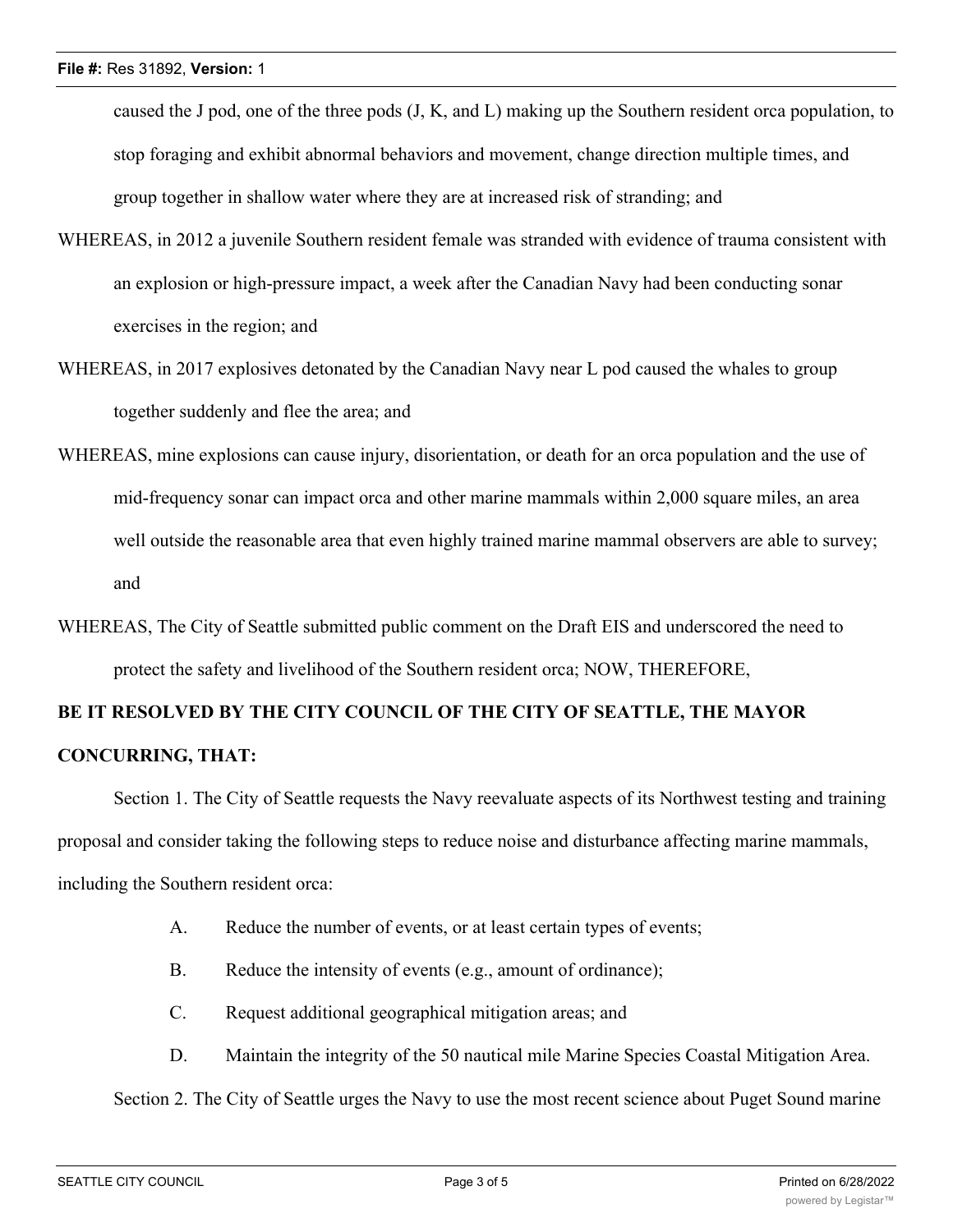caused the J pod, one of the three pods (J, K, and L) making up the Southern resident orca population, to stop foraging and exhibit abnormal behaviors and movement, change direction multiple times, and group together in shallow water where they are at increased risk of stranding; and

WHEREAS, in 2012 a juvenile Southern resident female was stranded with evidence of trauma consistent with an explosion or high-pressure impact, a week after the Canadian Navy had been conducting sonar exercises in the region; and

WHEREAS, in 2017 explosives detonated by the Canadian Navy near L pod caused the whales to group together suddenly and flee the area; and

WHEREAS, mine explosions can cause injury, disorientation, or death for an orca population and the use of mid-frequency sonar can impact orca and other marine mammals within 2,000 square miles, an area well outside the reasonable area that even highly trained marine mammal observers are able to survey; and

WHEREAS, The City of Seattle submitted public comment on the Draft EIS and underscored the need to protect the safety and livelihood of the Southern resident orca; NOW, THEREFORE,

**BE IT RESOLVED BY THE CITY COUNCIL OF THE CITY OF SEATTLE, THE MAYOR CONCURRING, THAT:**

Section 1. The City of Seattle requests the Navy reevaluate aspects of its Northwest testing and training proposal and consider taking the following steps to reduce noise and disturbance affecting marine mammals, including the Southern resident orca:

A. Reduce the number of events, or at least certain types of events;

B. Reduce the intensity of events (e.g., amount of ordinance);

C. Request additional geographical mitigation areas; and

D. Maintain the integrity of the 50 nautical mile Marine Species Coastal Mitigation Area.

Section 2. The City of Seattle urges the Navy to use the most recent science about Puget Sound marine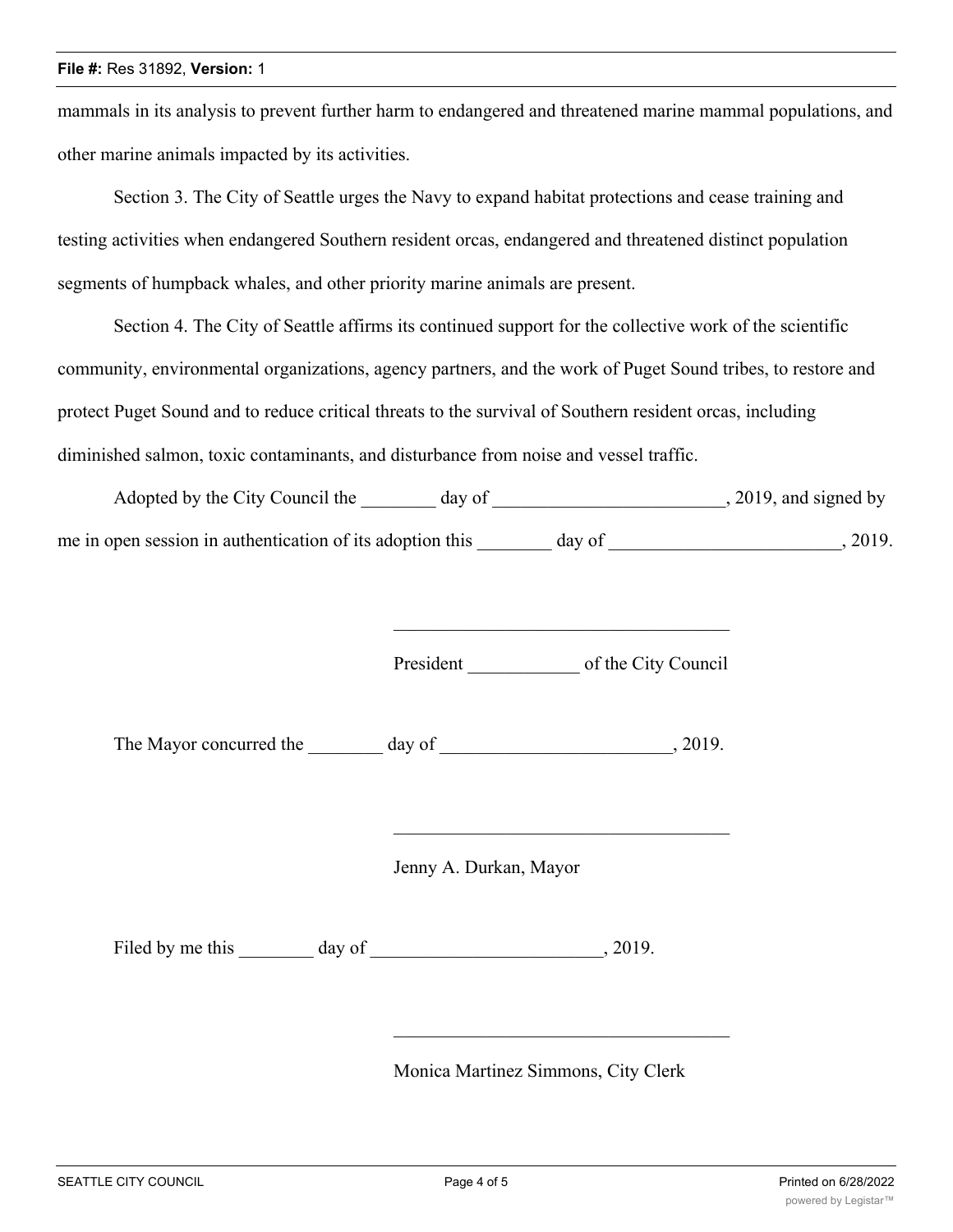mammals in its analysis to prevent further harm to endangered and threatened marine mammal populations, and other marine animals impacted by its activities.

Section 3. The City of Seattle urges the Navy to expand habitat protections and cease training and testing activities when endangered Southern resident orcas, endangered and threatened distinct population segments of humpback whales, and other priority marine animals are present.

Section 4. The City of Seattle affirms its continued support for the collective work of the scientific community, environmental organizations, agency partners, and the work of Puget Sound tribes, to restore and protect Puget Sound and to reduce critical threats to the survival of Southern resident orcas, including diminished salmon, toxic contaminants, and disturbance from noise and vessel traffic.

Adopted by the City Council the ________ day of _________________________, 2019, and signed by me in open session in authentication of its adoption this ________ day of _________________________, 2019.

_____________________________________

President ____________ of the City Council

The Mayor concurred the ________ day of _________________________, 2019.

_____________________________________

Jenny A. Durkan, Mayor

Filed by me this ________ day of _________________________, 2019.

_____________________________________

Monica Martinez Simmons, City Clerk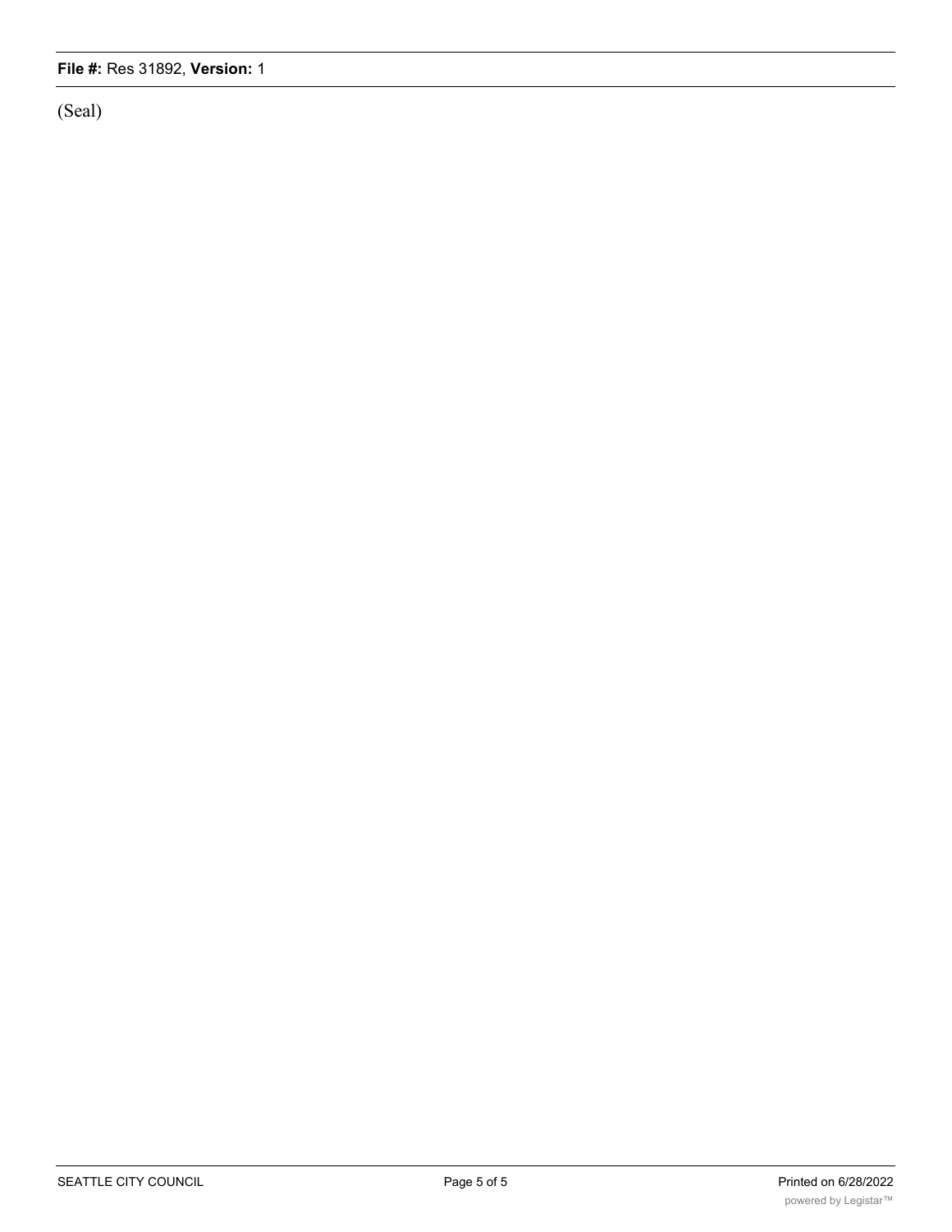(Seal)